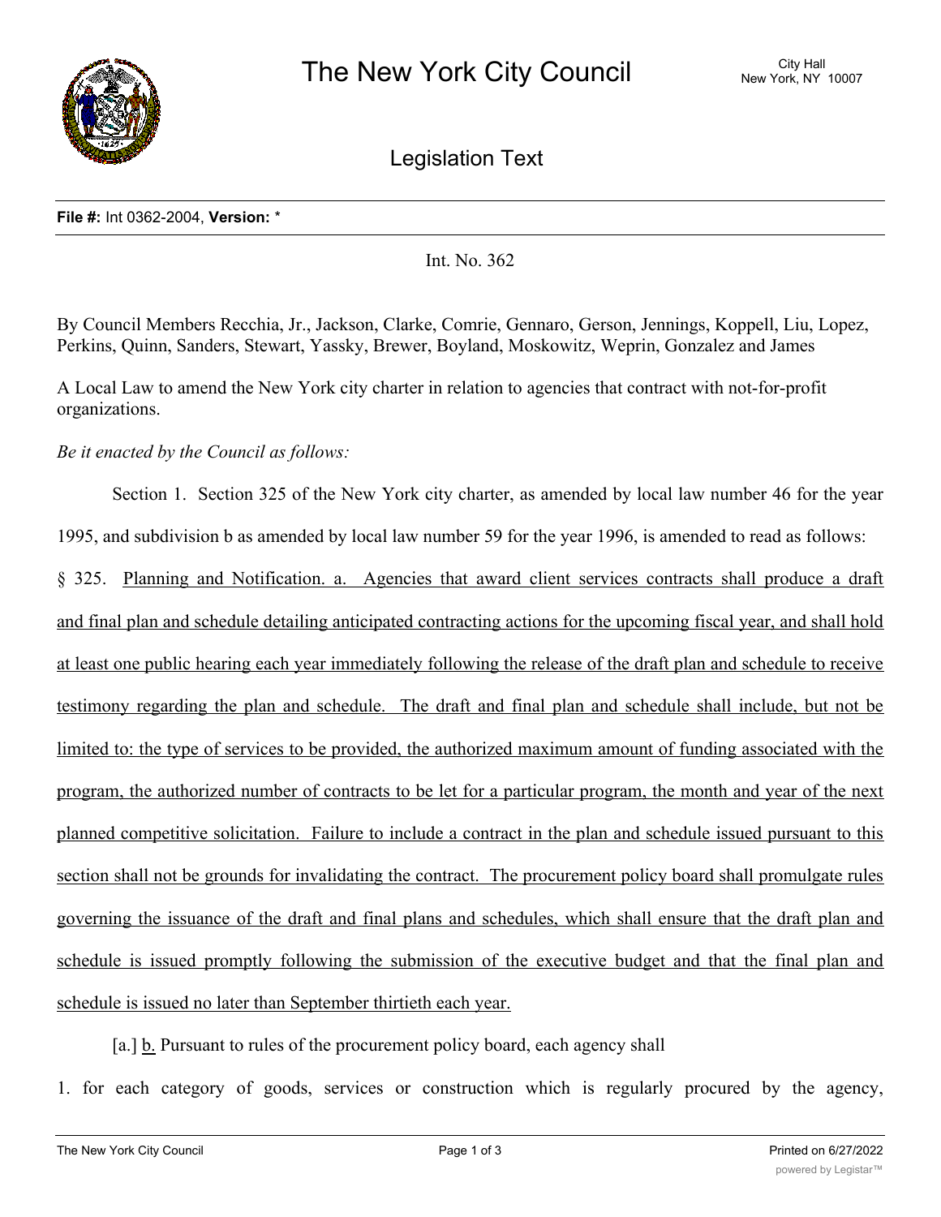# The New York City Council

City Hall
New York, NY 10007

## Legislation Text

**File #:** Int 0362-2004, **Version:** *

Int. No. 362

By Council Members Recchia, Jr., Jackson, Clarke, Comrie, Gennaro, Gerson, Jennings, Koppell, Liu, Lopez, Perkins, Quinn, Sanders, Stewart, Yassky, Brewer, Boyland, Moskowitz, Weprin, Gonzalez and James

A Local Law to amend the New York city charter in relation to agencies that contract with not-for-profit organizations.

*Be it enacted by the Council as follows:*

Section 1. Section 325 of the New York city charter, as amended by local law number 46 for the year 1995, and subdivision b as amended by local law number 59 for the year 1996, is amended to read as follows:

§ 325. <u>Planning and Notification. a. Agencies that award client services contracts shall produce a draft and final plan and schedule detailing anticipated contracting actions for the upcoming fiscal year, and shall hold at least one public hearing each year immediately following the release of the draft plan and schedule to receive testimony regarding the plan and schedule. The draft and final plan and schedule shall include, but not be limited to: the type of services to be provided, the authorized maximum amount of funding associated with the program, the authorized number of contracts to be let for a particular program, the month and year of the next planned competitive solicitation. Failure to include a contract in the plan and schedule issued pursuant to this section shall not be grounds for invalidating the contract. The procurement policy board shall promulgate rules governing the issuance of the draft and final plans and schedules, which shall ensure that the draft plan and schedule is issued promptly following the submission of the executive budget and that the final plan and schedule is issued no later than September thirtieth each year.</u>

[a.] <u>b.</u> Pursuant to rules of the procurement policy board, each agency shall

1. for each category of goods, services or construction which is regularly procured by the agency,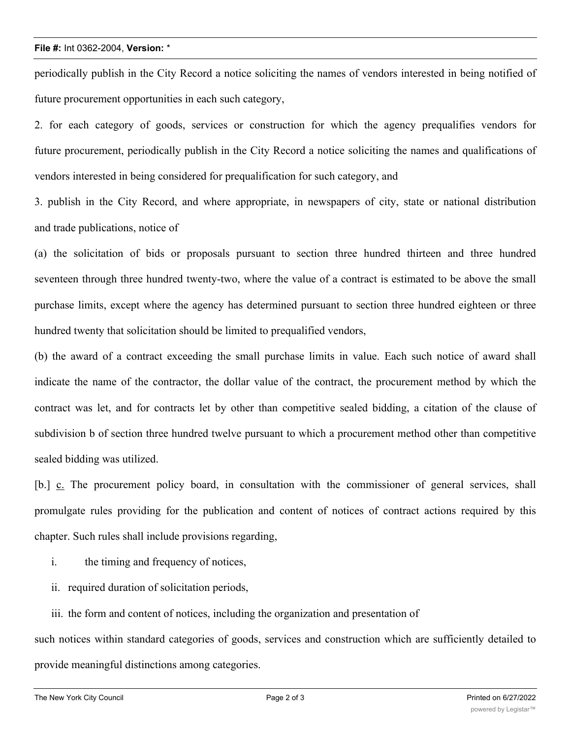periodically publish in the City Record a notice soliciting the names of vendors interested in being notified of future procurement opportunities in each such category,

2. for each category of goods, services or construction for which the agency prequalifies vendors for future procurement, periodically publish in the City Record a notice soliciting the names and qualifications of vendors interested in being considered for prequalification for such category, and

3. publish in the City Record, and where appropriate, in newspapers of city, state or national distribution and trade publications, notice of

(a) the solicitation of bids or proposals pursuant to section three hundred thirteen and three hundred seventeen through three hundred twenty-two, where the value of a contract is estimated to be above the small purchase limits, except where the agency has determined pursuant to section three hundred eighteen or three hundred twenty that solicitation should be limited to prequalified vendors,

(b) the award of a contract exceeding the small purchase limits in value. Each such notice of award shall indicate the name of the contractor, the dollar value of the contract, the procurement method by which the contract was let, and for contracts let by other than competitive sealed bidding, a citation of the clause of subdivision b of section three hundred twelve pursuant to which a procurement method other than competitive sealed bidding was utilized.

[b.] <u>c.</u> The procurement policy board, in consultation with the commissioner of general services, shall promulgate rules providing for the publication and content of notices of contract actions required by this chapter. Such rules shall include provisions regarding,

i. the timing and frequency of notices,

ii. required duration of solicitation periods,

iii. the form and content of notices, including the organization and presentation of such notices within standard categories of goods, services and construction which are sufficiently detailed to provide meaningful distinctions among categories.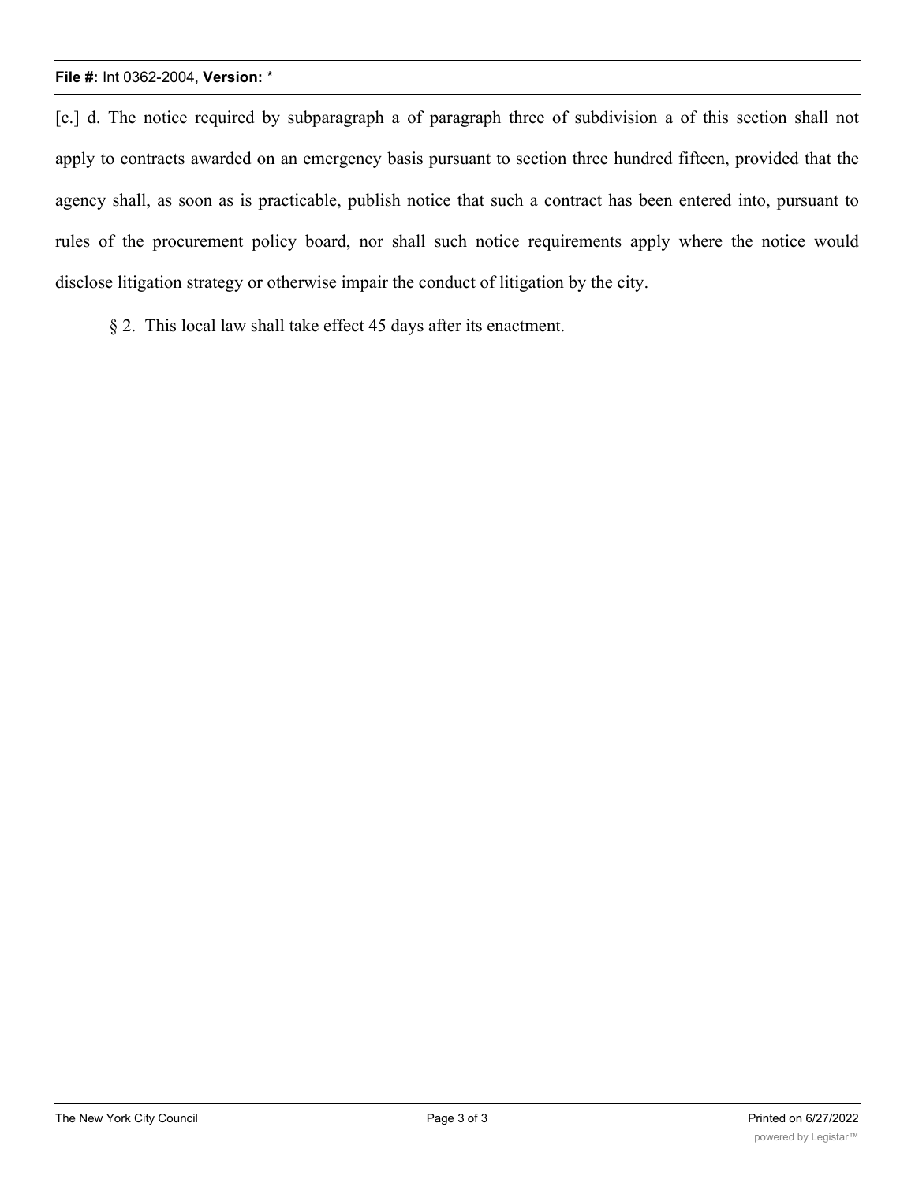[c.] <u>d.</u> The notice required by subparagraph a of paragraph three of subdivision a of this section shall not apply to contracts awarded on an emergency basis pursuant to section three hundred fifteen, provided that the agency shall, as soon as is practicable, publish notice that such a contract has been entered into, pursuant to rules of the procurement policy board, nor shall such notice requirements apply where the notice would disclose litigation strategy or otherwise impair the conduct of litigation by the city.

§ 2. This local law shall take effect 45 days after its enactment.